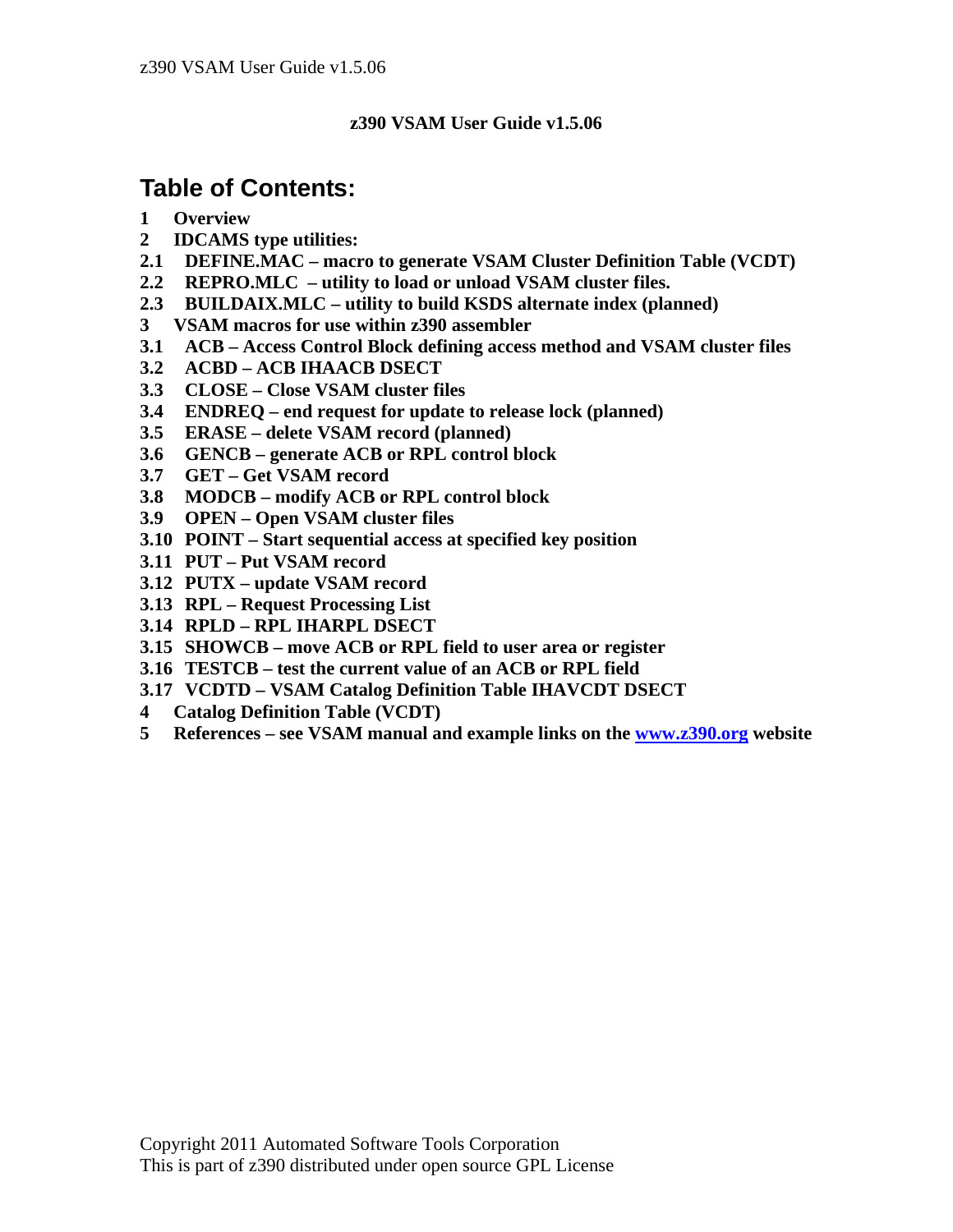**z390 VSAM User Guide v1.5.06**

# Table of Contents:

**1 Overview**
**2 IDCAMS type utilities:**
**2.1 DEFINE.MAC – macro to generate VSAM Cluster Definition Table (VCDT)**
**2.2 REPRO.MLC – utility to load or unload VSAM cluster files.**
**2.3 BUILDAIX.MLC – utility to build KSDS alternate index (planned)**
**3 VSAM macros for use within z390 assembler**
**3.1 ACB – Access Control Block defining access method and VSAM cluster files**
**3.2 ACBD – ACB IHAACB DSECT**
**3.3 CLOSE – Close VSAM cluster files**
**3.4 ENDREQ – end request for update to release lock (planned)**
**3.5 ERASE – delete VSAM record (planned)**
**3.6 GENCB – generate ACB or RPL control block**
**3.7 GET – Get VSAM record**
**3.8 MODCB – modify ACB or RPL control block**
**3.9 OPEN – Open VSAM cluster files**
**3.10 POINT – Start sequential access at specified key position**
**3.11 PUT – Put VSAM record**
**3.12 PUTX – update VSAM record**
**3.13 RPL – Request Processing List**
**3.14 RPLD – RPL IHARPL DSECT**
**3.15 SHOWCB – move ACB or RPL field to user area or register**
**3.16 TESTCB – test the current value of an ACB or RPL field**
**3.17 VCDTD – VSAM Catalog Definition Table IHAVCDT DSECT**
**4 Catalog Definition Table (VCDT)**
**5 References – see VSAM manual and example links on the [www.z390.org](http://www.z390.org) website**

Copyright 2011 Automated Software Tools Corporation
This is part of z390 distributed under open source GPL License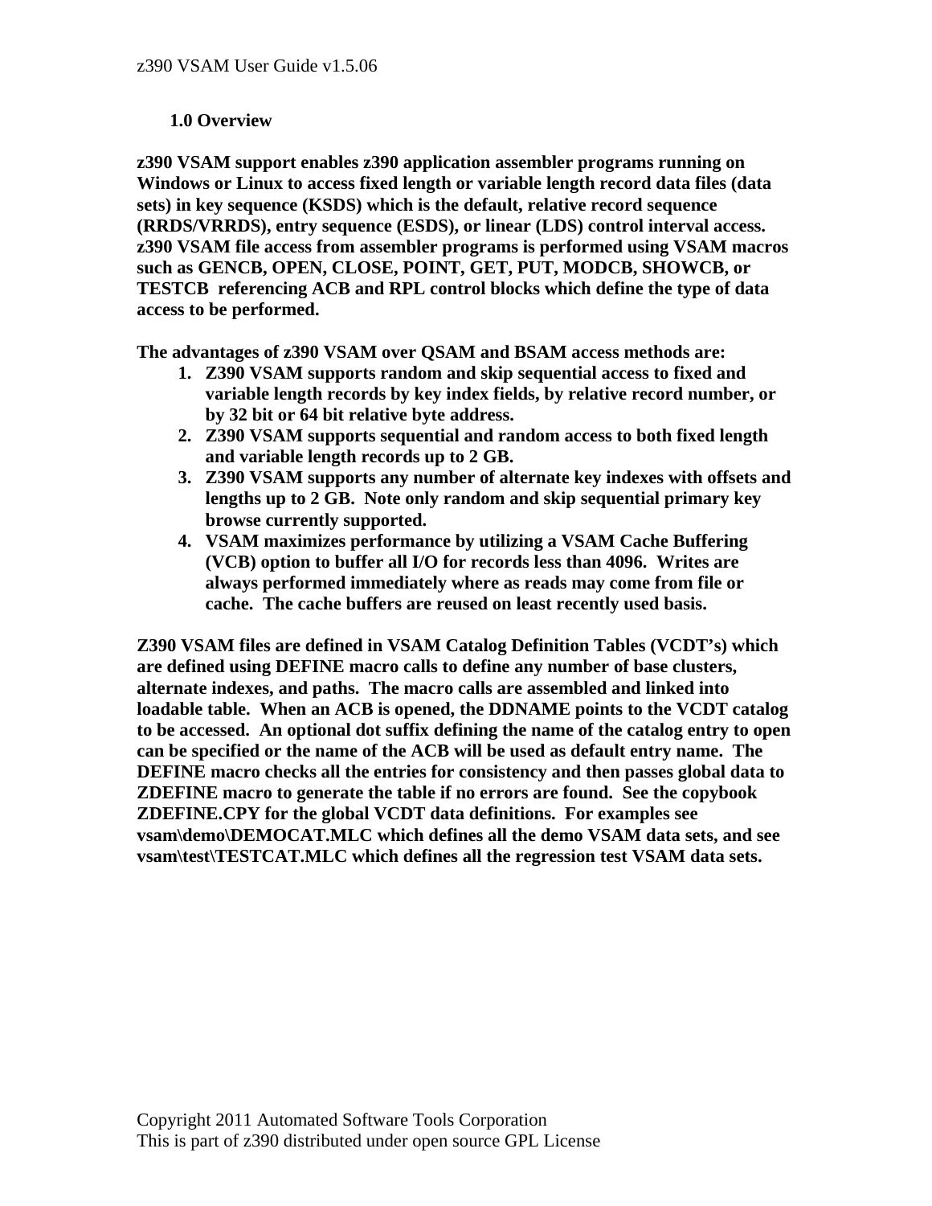## 1.0 Overview

**z390 VSAM support enables z390 application assembler programs running on Windows or Linux to access fixed length or variable length record data files (data sets) in key sequence (KSDS) which is the default, relative record sequence (RRDS/VRRDS), entry sequence (ESDS), or linear (LDS) control interval access. z390 VSAM file access from assembler programs is performed using VSAM macros such as GENCB, OPEN, CLOSE, POINT, GET, PUT, MODCB, SHOWCB, or TESTCB referencing ACB and RPL control blocks which define the type of data access to be performed.**

**The advantages of z390 VSAM over QSAM and BSAM access methods are:**

1. **Z390 VSAM supports random and skip sequential access to fixed and variable length records by key index fields, by relative record number, or by 32 bit or 64 bit relative byte address.**
2. **Z390 VSAM supports sequential and random access to both fixed length and variable length records up to 2 GB.**
3. **Z390 VSAM supports any number of alternate key indexes with offsets and lengths up to 2 GB. Note only random and skip sequential primary key browse currently supported.**
4. **VSAM maximizes performance by utilizing a VSAM Cache Buffering (VCB) option to buffer all I/O for records less than 4096. Writes are always performed immediately where as reads may come from file or cache. The cache buffers are reused on least recently used basis.**

**Z390 VSAM files are defined in VSAM Catalog Definition Tables (VCDT's) which are defined using DEFINE macro calls to define any number of base clusters, alternate indexes, and paths. The macro calls are assembled and linked into loadable table. When an ACB is opened, the DDNAME points to the VCDT catalog to be accessed. An optional dot suffix defining the name of the catalog entry to open can be specified or the name of the ACB will be used as default entry name. The DEFINE macro checks all the entries for consistency and then passes global data to ZDEFINE macro to generate the table if no errors are found. See the copybook ZDEFINE.CPY for the global VCDT data definitions. For examples see vsam\demo\DEMOCAT.MLC which defines all the demo VSAM data sets, and see vsam\test\TESTCAT.MLC which defines all the regression test VSAM data sets.**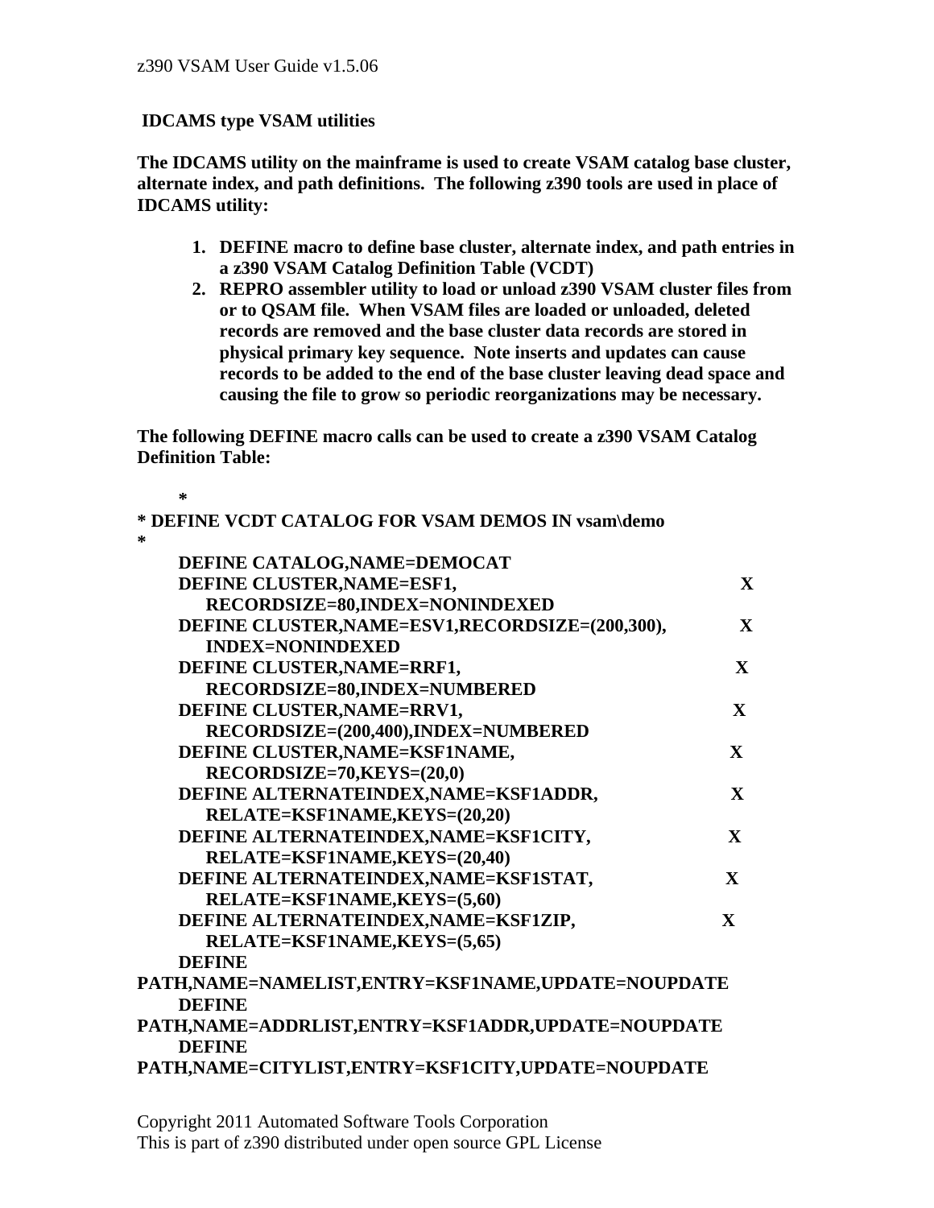## IDCAMS type VSAM utilities

**The IDCAMS utility on the mainframe is used to create VSAM catalog base cluster, alternate index, and path definitions. The following z390 tools are used in place of IDCAMS utility:**

1. **DEFINE macro to define base cluster, alternate index, and path entries in a z390 VSAM Catalog Definition Table (VCDT)**
2. **REPRO assembler utility to load or unload z390 VSAM cluster files from or to QSAM file. When VSAM files are loaded or unloaded, deleted records are removed and the base cluster data records are stored in physical primary key sequence. Note inserts and updates can cause records to be added to the end of the base cluster leaving dead space and causing the file to grow so periodic reorganizations may be necessary.**

**The following DEFINE macro calls can be used to create a z390 VSAM Catalog Definition Table:**

```
*
* DEFINE VCDT CATALOG FOR VSAM DEMOS IN vsam\demo
*
    DEFINE CATALOG,NAME=DEMOCAT
    DEFINE CLUSTER,NAME=ESF1,                                   X
       RECORDSIZE=80,INDEX=NONINDEXED
    DEFINE CLUSTER,NAME=ESV1,RECORDSIZE=(200,300),              X
       INDEX=NONINDEXED
    DEFINE CLUSTER,NAME=RRF1,                                   X
       RECORDSIZE=80,INDEX=NUMBERED
    DEFINE CLUSTER,NAME=RRV1,                                   X
       RECORDSIZE=(200,400),INDEX=NUMBERED
    DEFINE CLUSTER,NAME=KSF1NAME,                               X
       RECORDSIZE=70,KEYS=(20,0)
    DEFINE ALTERNATEINDEX,NAME=KSF1ADDR,                        X
       RELATE=KSF1NAME,KEYS=(20,20)
    DEFINE ALTERNATEINDEX,NAME=KSF1CITY,                        X
       RELATE=KSF1NAME,KEYS=(20,40)
    DEFINE ALTERNATEINDEX,NAME=KSF1STAT,                        X
       RELATE=KSF1NAME,KEYS=(5,60)
    DEFINE ALTERNATEINDEX,NAME=KSF1ZIP,                         X
       RELATE=KSF1NAME,KEYS=(5,65)
    DEFINE
PATH,NAME=NAMELIST,ENTRY=KSF1NAME,UPDATE=NOUPDATE
    DEFINE
PATH,NAME=ADDRLIST,ENTRY=KSF1ADDR,UPDATE=NOUPDATE
    DEFINE
PATH,NAME=CITYLIST,ENTRY=KSF1CITY,UPDATE=NOUPDATE
```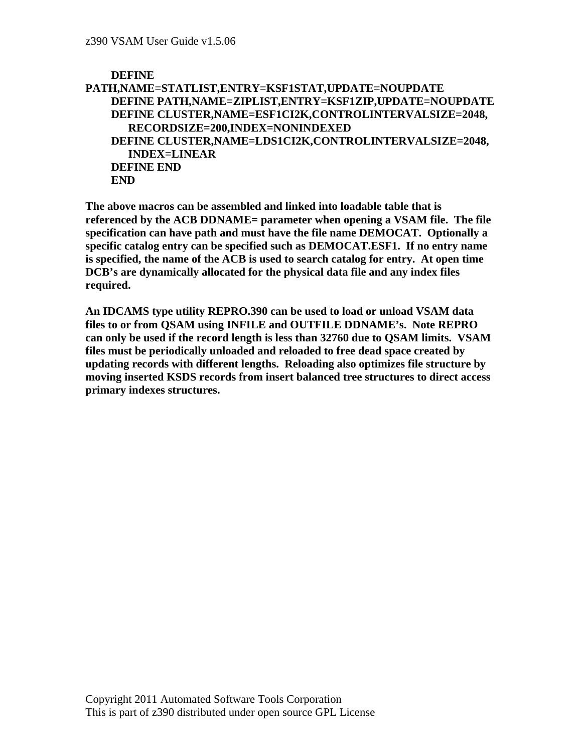```
DEFINE PATH,NAME=STATLIST,ENTRY=KSF1STAT,UPDATE=NOUPDATE
DEFINE PATH,NAME=ZIPLIST,ENTRY=KSF1ZIP,UPDATE=NOUPDATE
DEFINE CLUSTER,NAME=ESF1CI2K,CONTROLINTERVALSIZE=2048,
     RECORDSIZE=200,INDEX=NONINDEXED
DEFINE CLUSTER,NAME=LDS1CI2K,CONTROLINTERVALSIZE=2048,
     INDEX=LINEAR
DEFINE END
END
```

**The above macros can be assembled and linked into loadable table that is referenced by the ACB DDNAME= parameter when opening a VSAM file. The file specification can have path and must have the file name DEMOCAT. Optionally a specific catalog entry can be specified such as DEMOCAT.ESF1. If no entry name is specified, the name of the ACB is used to search catalog for entry. At open time DCB's are dynamically allocated for the physical data file and any index files required.**

**An IDCAMS type utility REPRO.390 can be used to load or unload VSAM data files to or from QSAM using INFILE and OUTFILE DDNAME's. Note REPRO can only be used if the record length is less than 32760 due to QSAM limits. VSAM files must be periodically unloaded and reloaded to free dead space created by updating records with different lengths. Reloading also optimizes file structure by moving inserted KSDS records from insert balanced tree structures to direct access primary indexes structures.**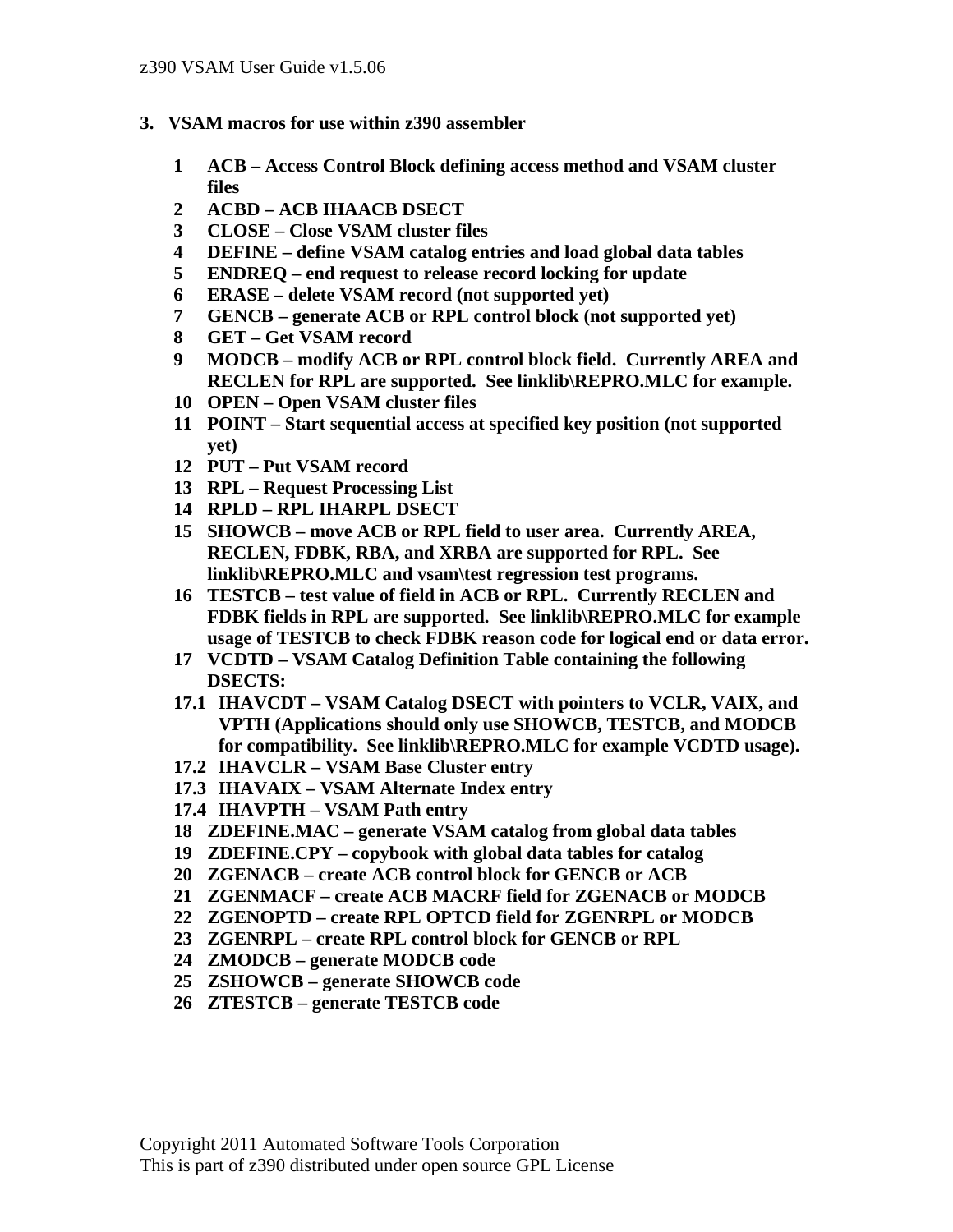## 3. VSAM macros for use within z390 assembler

**1 ACB – Access Control Block defining access method and VSAM cluster files**
**2 ACBD – ACB IHAACB DSECT**
**3 CLOSE – Close VSAM cluster files**
**4 DEFINE – define VSAM catalog entries and load global data tables**
**5 ENDREQ – end request to release record locking for update**
**6 ERASE – delete VSAM record (not supported yet)**
**7 GENCB – generate ACB or RPL control block (not supported yet)**
**8 GET – Get VSAM record**
**9 MODCB – modify ACB or RPL control block field. Currently AREA and RECLEN for RPL are supported. See linklib\REPRO.MLC for example.**
**10 OPEN – Open VSAM cluster files**
**11 POINT – Start sequential access at specified key position (not supported yet)**
**12 PUT – Put VSAM record**
**13 RPL – Request Processing List**
**14 RPLD – RPL IHARPL DSECT**
**15 SHOWCB – move ACB or RPL field to user area. Currently AREA, RECLEN, FDBK, RBA, and XRBA are supported for RPL. See linklib\REPRO.MLC and vsam\test regression test programs.**
**16 TESTCB – test value of field in ACB or RPL. Currently RECLEN and FDBK fields in RPL are supported. See linklib\REPRO.MLC for example usage of TESTCB to check FDBK reason code for logical end or data error.**
**17 VCDTD – VSAM Catalog Definition Table containing the following DSECTS:**
**17.1 IHAVCDT – VSAM Catalog DSECT with pointers to VCLR, VAIX, and VPTH (Applications should only use SHOWCB, TESTCB, and MODCB for compatibility. See linklib\REPRO.MLC for example VCDTD usage).**
**17.2 IHAVCLR – VSAM Base Cluster entry**
**17.3 IHAVAIX – VSAM Alternate Index entry**
**17.4 IHAVPTH – VSAM Path entry**
**18 ZDEFINE.MAC – generate VSAM catalog from global data tables**
**19 ZDEFINE.CPY – copybook with global data tables for catalog**
**20 ZGENACB – create ACB control block for GENCB or ACB**
**21 ZGENMACF – create ACB MACRF field for ZGENACB or MODCB**
**22 ZGENOPTD – create RPL OPTCD field for ZGENRPL or MODCB**
**23 ZGENRPL – create RPL control block for GENCB or RPL**
**24 ZMODCB – generate MODCB code**
**25 ZSHOWCB – generate SHOWCB code**
**26 ZTESTCB – generate TESTCB code**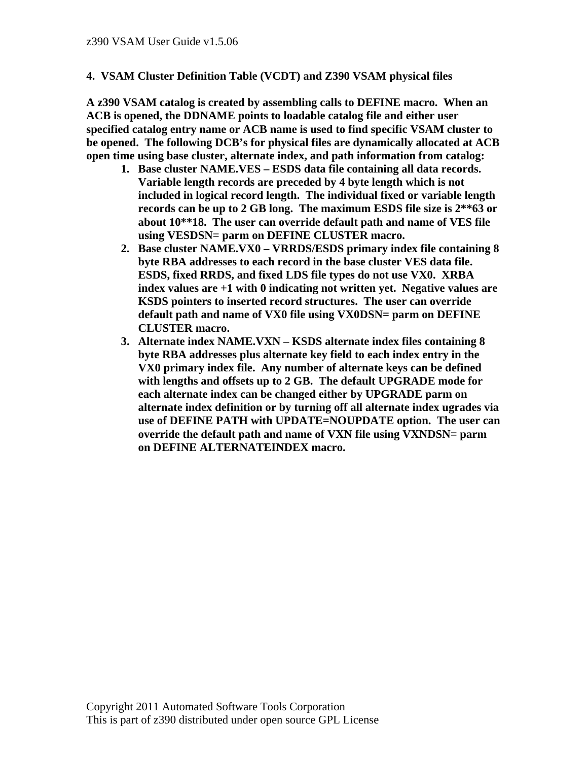## 4. VSAM Cluster Definition Table (VCDT) and Z390 VSAM physical files

**A z390 VSAM catalog is created by assembling calls to DEFINE macro. When an ACB is opened, the DDNAME points to loadable catalog file and either user specified catalog entry name or ACB name is used to find specific VSAM cluster to be opened. The following DCB's for physical files are dynamically allocated at ACB open time using base cluster, alternate index, and path information from catalog:**

1. **Base cluster NAME.VES – ESDS data file containing all data records. Variable length records are preceded by 4 byte length which is not included in logical record length. The individual fixed or variable length records can be up to 2 GB long. The maximum ESDS file size is 2**63 or about 10**18. The user can override default path and name of VES file using VESDSN= parm on DEFINE CLUSTER macro.**
2. **Base cluster NAME.VX0 – VRRDS/ESDS primary index file containing 8 byte RBA addresses to each record in the base cluster VES data file. ESDS, fixed RRDS, and fixed LDS file types do not use VX0. XRBA index values are +1 with 0 indicating not written yet. Negative values are KSDS pointers to inserted record structures. The user can override default path and name of VX0 file using VX0DSN= parm on DEFINE CLUSTER macro.**
3. **Alternate index NAME.VXN – KSDS alternate index files containing 8 byte RBA addresses plus alternate key field to each index entry in the VX0 primary index file. Any number of alternate keys can be defined with lengths and offsets up to 2 GB. The default UPGRADE mode for each alternate index can be changed either by UPGRADE parm on alternate index definition or by turning off all alternate index ugrades via use of DEFINE PATH with UPDATE=NOUPDATE option. The user can override the default path and name of VXN file using VXNDSN= parm on DEFINE ALTERNATEINDEX macro.**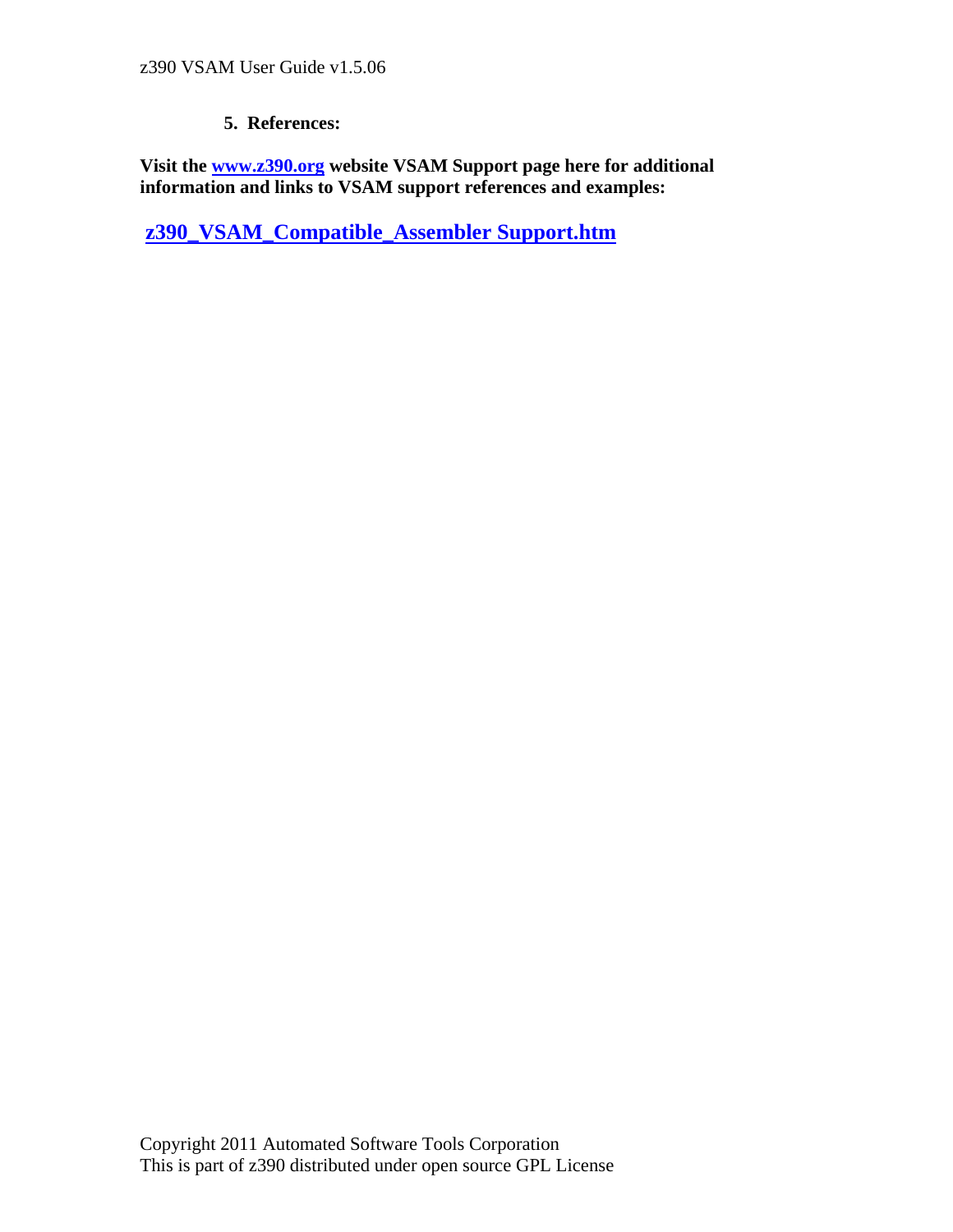## 5. References:

**Visit the [www.z390.org](http://www.z390.org) website VSAM Support page here for additional information and links to VSAM support references and examples:**

**[z390_VSAM_Compatible_Assembler Support.htm](z390_VSAM_Compatible_Assembler%20Support.htm)**

Copyright 2011 Automated Software Tools Corporation
This is part of z390 distributed under open source GPL License